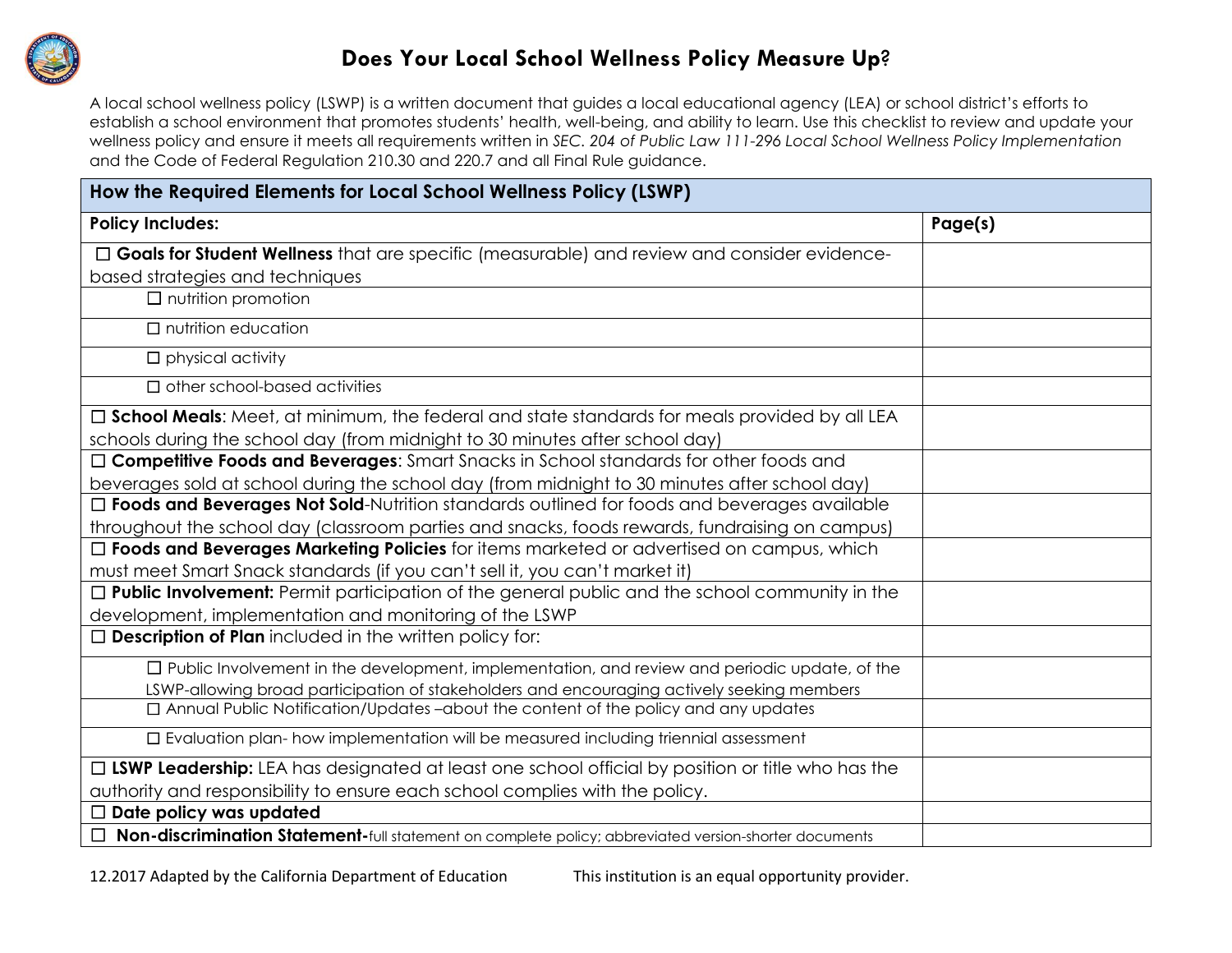# Does Your Local School Wellness Policy Measure Up?

A local school wellness policy (LSWP) is a written document that guides a local educational agency (LEA) or school district's efforts to establish a school environment that promotes students' health, well-being, and ability to learn. Use this checklist to review and update your wellness policy and ensure it meets all requirements written in *SEC. 204 of Public Law 111-296 Local School Wellness Policy Implementation* and the Code of Federal Regulation 210.30 and 220.7 and all Final Rule guidance.

| **How the Required Elements for Local School Wellness Policy (LSWP)** | |
|---|---|
| **Policy Includes:** | **Page(s)** |
| ☐ **Goals for Student Wellness** that are specific (measurable) and review and consider evidence-based strategies and techniques | |
| ☐ nutrition promotion | |
| ☐ nutrition education | |
| ☐ physical activity | |
| ☐ other school-based activities | |
| ☐ **School Meals**: Meet, at minimum, the federal and state standards for meals provided by all LEA schools during the school day (from midnight to 30 minutes after school day) | |
| ☐ **Competitive Foods and Beverages**: Smart Snacks in School standards for other foods and beverages sold at school during the school day (from midnight to 30 minutes after school day) | |
| ☐ **Foods and Beverages Not Sold**-Nutrition standards outlined for foods and beverages available throughout the school day (classroom parties and snacks, foods rewards, fundraising on campus) | |
| ☐ **Foods and Beverages Marketing Policies** for items marketed or advertised on campus, which must meet Smart Snack standards (if you can't sell it, you can't market it) | |
| ☐ **Public Involvement:** Permit participation of the general public and the school community in the development, implementation and monitoring of the LSWP | |
| ☐ **Description of Plan** included in the written policy for: | |
| ☐ Public Involvement in the development, implementation, and review and periodic update, of the LSWP-allowing broad participation of stakeholders and encouraging actively seeking members | |
| ☐ Annual Public Notification/Updates –about the content of the policy and any updates | |
| ☐ Evaluation plan- how implementation will be measured including triennial assessment | |
| ☐ **LSWP Leadership:** LEA has designated at least one school official by position or title who has the authority and responsibility to ensure each school complies with the policy. | |
| ☐ **Date policy was updated** | |
| ☐ **Non-discrimination Statement-**full statement on complete policy; abbreviated version-shorter documents | |

12.2017 Adapted by the California Department of Education  This institution is an equal opportunity provider.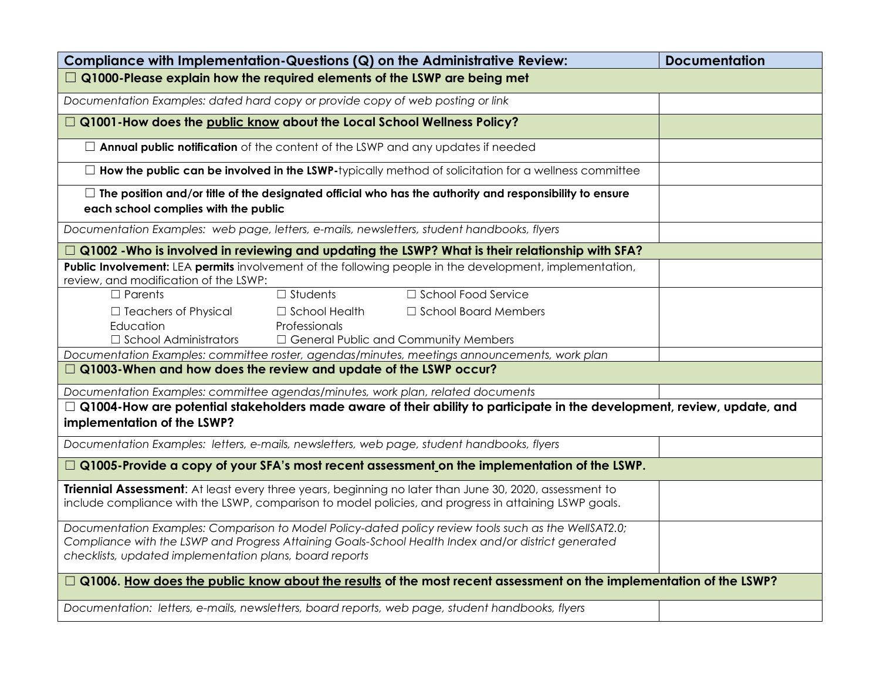| Compliance with Implementation-Questions (Q) on the Administrative Review: | Documentation |
| --- | --- |
| ☐ **Q1000-Please explain how the required elements of the LSWP are being met** | |
| *Documentation Examples: dated hard copy or provide copy of web posting or link* | |
| ☐ **Q1001-How does the public know about the Local School Wellness Policy?** | |
| ☐ **Annual public notification** of the content of the LSWP and any updates if needed | |
| ☐ **How the public can be involved in the LSWP-**typically method of solicitation for a wellness committee | |
| ☐ **The position and/or title of the designated official who has the authority and responsibility to ensure each school complies with the public** | |
| *Documentation Examples: web page, letters, e-mails, newsletters, student handbooks, flyers* | |
| ☐ **Q1002 -Who is involved in reviewing and updating the LSWP? What is their relationship with SFA?** | |
| **Public Involvement:** LEA **permits** involvement of the following people in the development, implementation, review, and modification of the LSWP: | |
| ☐ Parents ☐ Students ☐ School Food Service<br>☐ Teachers of Physical Education ☐ School Health Professionals ☐ School Board Members<br>☐ School Administrators ☐ General Public and Community Members | |
| *Documentation Examples: committee roster, agendas/minutes, meetings announcements, work plan* | |
| ☐ **Q1003-When and how does the review and update of the LSWP occur?** | |
| *Documentation Examples: committee agendas/minutes, work plan, related documents* | |
| ☐ **Q1004-How are potential stakeholders made aware of their ability to participate in the development, review, update, and implementation of the LSWP?** | |
| *Documentation Examples: letters, e-mails, newsletters, web page, student handbooks, flyers* | |
| ☐ **Q1005-Provide a copy of your SFA's most recent assessment on the implementation of the LSWP.** | |
| **Triennial Assessment**: At least every three years, beginning no later than June 30, 2020, assessment to include compliance with the LSWP, comparison to model policies, and progress in attaining LSWP goals. | |
| *Documentation Examples: Comparison to Model Policy-dated policy review tools such as the WellSAT2.0; Compliance with the LSWP and Progress Attaining Goals-School Health Index and/or district generated checklists, updated implementation plans, board reports* | |
| ☐ **Q1006. How does the public know about the results of the most recent assessment on the implementation of the LSWP?** | |
| *Documentation: letters, e-mails, newsletters, board reports, web page, student handbooks, flyers* | |